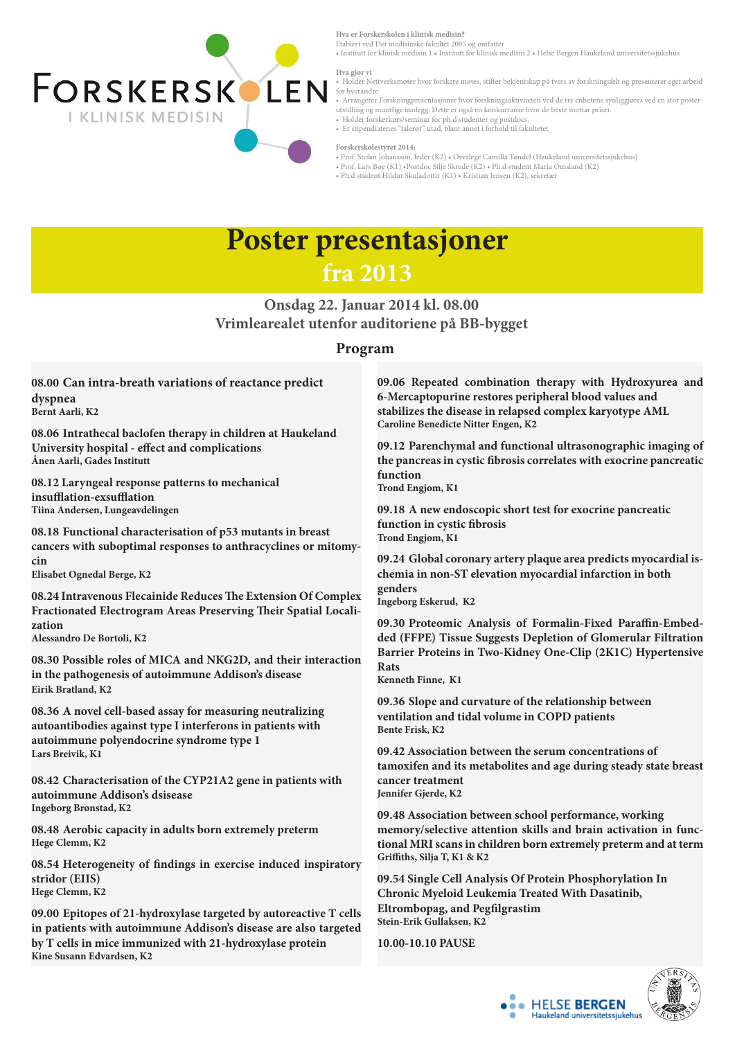# FORSKERSKOLEN I KLINISK MEDISIN

**Hva er Forskerskolen i klinisk medisin?**
Etablert ved Det medisinske fakultet 2005 og omfatter
• Institutt for klinisk medisin 1 • Institutt for klinisk medisin 2 • Helse Bergen Haukeland universitetssjukehus

**Hva gjør vi**
• Holder Nettverksmøter hvor forskere møtes, stifter bekjentskap på tvers av forskningsfelt og presenterer eget arbeid for hverandre
• Arrangerer Forskningpresentasjoner hvor forskningsaktiviteten ved de tre enhetene synliggjøres ved en stor poster-utstilling og muntlige innlegg. Dette er også en konkurranse hvor de beste mottar priser.
• Holder forskerkurs/seminar for ph.d studenter og postdocs.
• Er stipendiatenes "talerør" utad, blant annet i forhold til fakultetet

**Forskerskolestyret 2014:**
• Prof. Stefan Johansson, leder (K2) • Overlege Camilla Tøndel (Haukeland universitetssjukehus)
• Prof. Lars Bøe (K1) •Postdoc Silje Skrede (K2) • Ph.d student Maria Omsland (K2)
• Ph.d student Hildur Skuladottir (K1) • Kristian Jensen (K2), sekretær

# Poster presentasjoner
## fra 2013

### Onsdag 22. Januar 2014 kl. 08.00
### Vrimlearealet utenfor auditoriene på BB-bygget

## Program

**08.00 Can intra-breath variations of reactance predict dyspnea**
**Bernt Aarli, K2**

**08.06 Intrathecal baclofen therapy in children at Haukeland University hospital - effect and complications**
**Ånen Aarli, Gades Institutt**

**08.12 Laryngeal response patterns to mechanical insufflation-exsufflation**
**Tiina Andersen, Lungeavdelingen**

**08.18 Functional characterisation of p53 mutants in breast cancers with suboptimal responses to anthracyclines or mitomycin**
**Elisabet Ognedal Berge, K2**

**08.24 Intravenous Flecainide Reduces The Extension Of Complex Fractionated Electrogram Areas Preserving Their Spatial Localization**
**Alessandro De Bortoli, K2**

**08.30 Possible roles of MICA and NKG2D, and their interaction in the pathogenesis of autoimmune Addison's disease**
**Eirik Bratland, K2**

**08.36 A novel cell-based assay for measuring neutralizing autoantibodies against type I interferons in patients with autoimmune polyendocrine syndrome type 1**
**Lars Breivik, K1**

**08.42 Characterisation of the CYP21A2 gene in patients with autoimmune Addison's dsisease**
**Ingeborg Brønstad, K2**

**08.48 Aerobic capacity in adults born extremely preterm**
**Hege Clemm, K2**

**08.54 Heterogeneity of findings in exercise induced inspiratory stridor (EIIS)**
**Hege Clemm, K2**

**09.00 Epitopes of 21-hydroxylase targeted by autoreactive T cells in patients with autoimmune Addison's disease are also targeted by T cells in mice immunized with 21-hydroxylase protein**
**Kine Susann Edvardsen, K2**

**09.06 Repeated combination therapy with Hydroxyurea and 6-Mercaptopurine restores peripheral blood values and stabilizes the disease in relapsed complex karyotype AML**
**Caroline Benedicte Nitter Engen, K2**

**09.12 Parenchymal and functional ultrasonographic imaging of the pancreas in cystic fibrosis correlates with exocrine pancreatic function**
**Trond Engjom, K1**

**09.18 A new endoscopic short test for exocrine pancreatic function in cystic fibrosis**
**Trond Engjom, K1**

**09.24 Global coronary artery plaque area predicts myocardial ischemia in non-ST elevation myocardial infarction in both genders**
**Ingeborg Eskerud, K2**

**09.30 Proteomic Analysis of Formalin-Fixed Paraffin-Embedded (FFPE) Tissue Suggests Depletion of Glomerular Filtration Barrier Proteins in Two-Kidney One-Clip (2K1C) Hypertensive Rats**
**Kenneth Finne, K1**

**09.36 Slope and curvature of the relationship between ventilation and tidal volume in COPD patients**
**Bente Frisk, K2**

**09.42 Association between the serum concentrations of tamoxifen and its metabolites and age during steady state breast cancer treatment**
**Jennifer Gjerde, K2**

**09.48 Association between school performance, working memory/selective attention skills and brain activation in functional MRI scans in children born extremely preterm and at term**
**Griffiths, Silja T, K1 & K2**

**09.54 Single Cell Analysis Of Protein Phosphorylation In Chronic Myeloid Leukemia Treated With Dasatinib, Eltrombopag, and Pegfilgrastim**
**Stein-Erik Gullaksen, K2**

**10.00-10.10 PAUSE**

HELSE BERGEN Haukeland universitetssjukehus

UNIVERSITAS BERGENSIS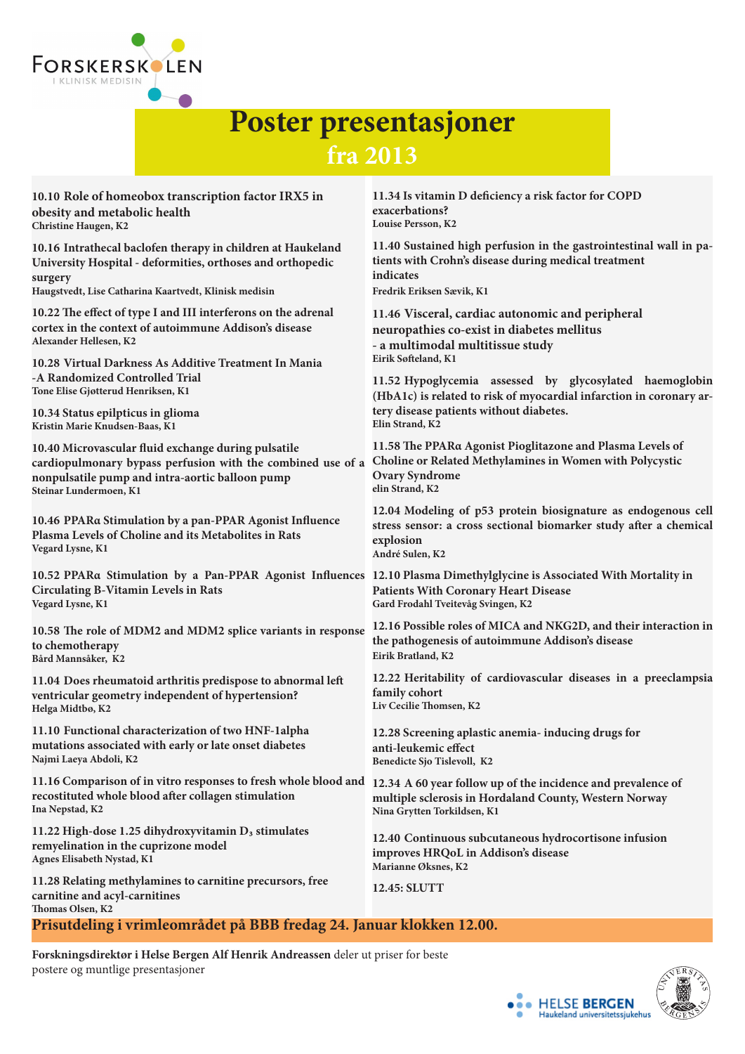FORSKERSKOLEN
I KLINISK MEDISIN

# Poster presentasjoner
## fra 2013

**10.10 Role of homeobox transcription factor IRX5 in obesity and metabolic health**
Christine Haugen, K2

**10.16 Intrathecal baclofen therapy in children at Haukeland University Hospital - deformities, orthoses and orthopedic surgery**
Haugstvedt, Lise Catharina Kaartvedt, Klinisk medisin

**10.22 The effect of type I and III interferons on the adrenal cortex in the context of autoimmune Addison's disease**
Alexander Hellesen, K2

**10.28 Virtual Darkness As Additive Treatment In Mania -A Randomized Controlled Trial**
Tone Elise Gjøtterud Henriksen, K1

**10.34 Status epilpticus in glioma**
Kristin Marie Knudsen-Baas, K1

**10.40 Microvascular fluid exchange during pulsatile cardiopulmonary bypass perfusion with the combined use of a nonpulsatile pump and intra-aortic balloon pump**
Steinar Lundermoen, K1

**10.46 PPARα Stimulation by a pan-PPAR Agonist Influence Plasma Levels of Choline and its Metabolites in Rats**
Vegard Lysne, K1

**10.52 PPARα Stimulation by a Pan-PPAR Agonist Influences Circulating B-Vitamin Levels in Rats**
Vegard Lysne, K1

**10.58 The role of MDM2 and MDM2 splice variants in response to chemotherapy**
Bård Mannsåker, K2

**11.04 Does rheumatoid arthritis predispose to abnormal left ventricular geometry independent of hypertension?**
Helga Midtbø, K2

**11.10 Functional characterization of two HNF-1alpha mutations associated with early or late onset diabetes**
Najmi Laeya Abdoli, K2

**11.16 Comparison of in vitro responses to fresh whole blood and recostituted whole blood after collagen stimulation**
Ina Nepstad, K2

**11.22 High-dose 1.25 dihydroxyvitamin $D_3$ stimulates remyelination in the cuprizone model**
Agnes Elisabeth Nystad, K1

**11.28 Relating methylamines to carnitine precursors, free carnitine and acyl-carnitines**
Thomas Olsen, K2

**11.34 Is vitamin D deficiency a risk factor for COPD exacerbations?**
Louise Persson, K2

**11.40 Sustained high perfusion in the gastrointestinal wall in patients with Crohn's disease during medical treatment indicates**
Fredrik Eriksen Sævik, K1

**11.46 Visceral, cardiac autonomic and peripheral neuropathies co-exist in diabetes mellitus - a multimodal multitissue study**
Eirik Søfteland, K1

**11.52 Hypoglycemia assessed by glycosylated haemoglobin (HbA1c) is related to risk of myocardial infarction in coronary artery disease patients without diabetes.**
Elin Strand, K2

**11.58 The PPARα Agonist Pioglitazone and Plasma Levels of Choline or Related Methylamines in Women with Polycystic Ovary Syndrome**
elin Strand, K2

**12.04 Modeling of p53 protein biosignature as endogenous cell stress sensor: a cross sectional biomarker study after a chemical explosion**
André Sulen, K2

**12.10 Plasma Dimethylglycine is Associated With Mortality in Patients With Coronary Heart Disease**
Gard Frodahl Tveitevåg Svingen, K2

**12.16 Possible roles of MICA and NKG2D, and their interaction in the pathogenesis of autoimmune Addison's disease**
Eirik Bratland, K2

**12.22 Heritability of cardiovascular diseases in a preeclampsia family cohort**
Liv Cecilie Thomsen, K2

**12.28 Screening aplastic anemia- inducing drugs for anti-leukemic effect**
Benedicte Sjo Tislevoll, K2

**12.34 A 60 year follow up of the incidence and prevalence of multiple sclerosis in Hordaland County, Western Norway**
Nina Grytten Torkildsen, K1

**12.40 Continuous subcutaneous hydrocortisone infusion improves HRQoL in Addison's disease**
Marianne Øksnes, K2

**12.45: SLUTT**

**Prisutdeling i vrimleområdet på BBB fredag 24. Januar klokken 12.00.**

**Forskningsdirektør i Helse Bergen Alf Henrik Andreassen** deler ut priser for beste postere og muntlige presentasjoner

HELSE BERGEN
Haukeland universitetssjukehus